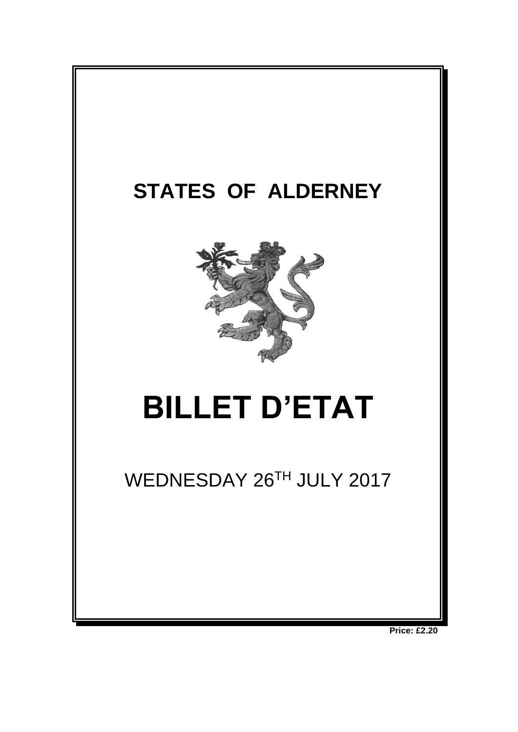# STATES OF ALDERNEY

# BILLET D'ETAT

WEDNESDAY 26TH JULY 2017

**Price: £2.20**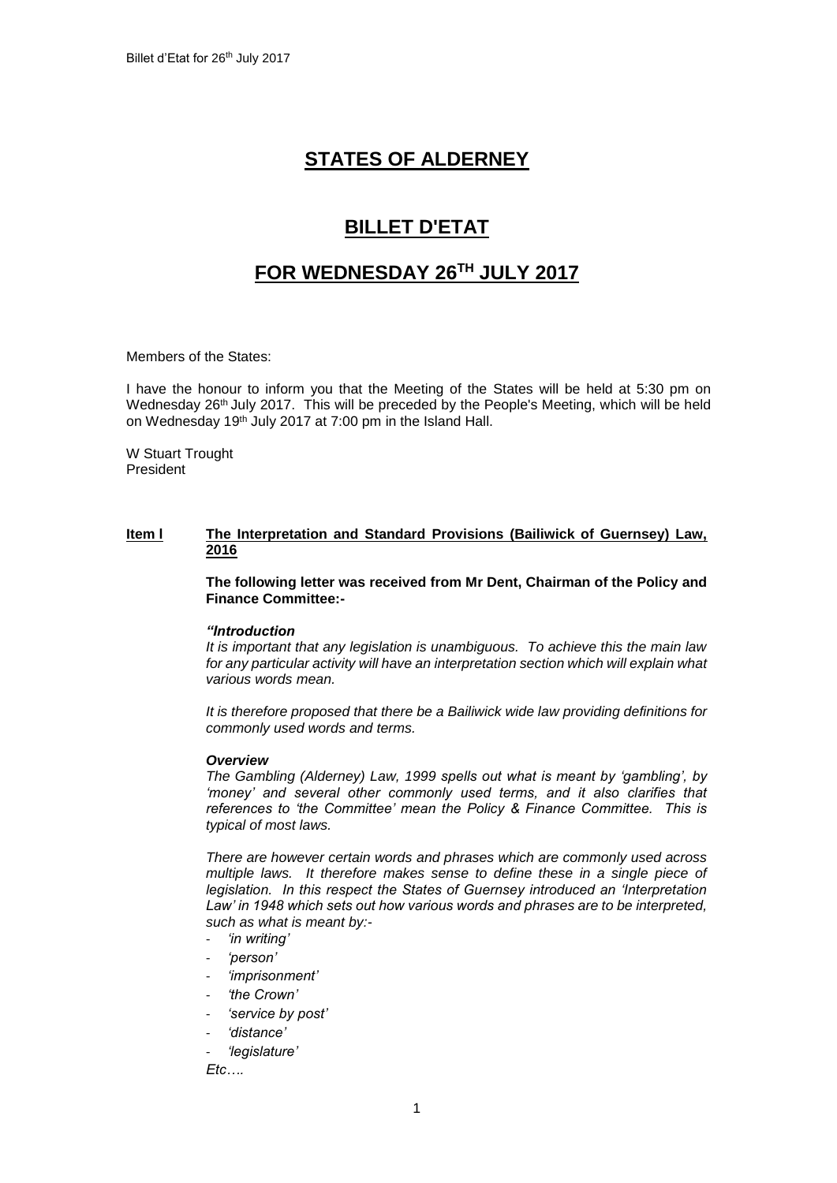# STATES OF ALDERNEY

# BILLET D'ETAT

# FOR WEDNESDAY 26TH JULY 2017

Members of the States:

I have the honour to inform you that the Meeting of the States will be held at 5:30 pm on Wednesday 26th July 2017. This will be preceded by the People's Meeting, which will be held on Wednesday 19th July 2017 at 7:00 pm in the Island Hall.

W Stuart Trought
President

**Item l** **The Interpretation and Standard Provisions (Bailiwick of Guernsey) Law, 2016**

**The following letter was received from Mr Dent, Chairman of the Policy and Finance Committee:-**

***"Introduction***

*It is important that any legislation is unambiguous. To achieve this the main law for any particular activity will have an interpretation section which will explain what various words mean.*

*It is therefore proposed that there be a Bailiwick wide law providing definitions for commonly used words and terms.*

***Overview***

*The Gambling (Alderney) Law, 1999 spells out what is meant by 'gambling', by 'money' and several other commonly used terms, and it also clarifies that references to 'the Committee' mean the Policy & Finance Committee. This is typical of most laws.*

*There are however certain words and phrases which are commonly used across multiple laws. It therefore makes sense to define these in a single piece of legislation. In this respect the States of Guernsey introduced an 'Interpretation Law' in 1948 which sets out how various words and phrases are to be interpreted, such as what is meant by:-*

- *'in writing'*
- *'person'*
- *'imprisonment'*
- *'the Crown'*
- *'service by post'*
- *'distance'*
- *'legislature'*

*Etc….*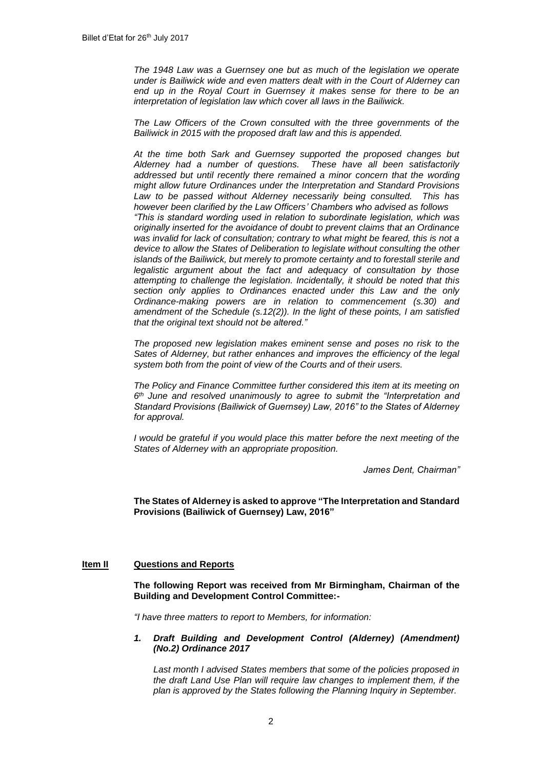*The 1948 Law was a Guernsey one but as much of the legislation we operate under is Bailiwick wide and even matters dealt with in the Court of Alderney can end up in the Royal Court in Guernsey it makes sense for there to be an interpretation of legislation law which cover all laws in the Bailiwick.*

*The Law Officers of the Crown consulted with the three governments of the Bailiwick in 2015 with the proposed draft law and this is appended.*

*At the time both Sark and Guernsey supported the proposed changes but Alderney had a number of questions. These have all been satisfactorily addressed but until recently there remained a minor concern that the wording might allow future Ordinances under the Interpretation and Standard Provisions Law to be passed without Alderney necessarily being consulted. This has however been clarified by the Law Officers' Chambers who advised as follows "This is standard wording used in relation to subordinate legislation, which was originally inserted for the avoidance of doubt to prevent claims that an Ordinance was invalid for lack of consultation; contrary to what might be feared, this is not a device to allow the States of Deliberation to legislate without consulting the other islands of the Bailiwick, but merely to promote certainty and to forestall sterile and legalistic argument about the fact and adequacy of consultation by those attempting to challenge the legislation. Incidentally, it should be noted that this section only applies to Ordinances enacted under this Law and the only Ordinance-making powers are in relation to commencement (s.30) and amendment of the Schedule (s.12(2)). In the light of these points, I am satisfied that the original text should not be altered."*

*The proposed new legislation makes eminent sense and poses no risk to the Sates of Alderney, but rather enhances and improves the efficiency of the legal system both from the point of view of the Courts and of their users.*

*The Policy and Finance Committee further considered this item at its meeting on 6th June and resolved unanimously to agree to submit the "Interpretation and Standard Provisions (Bailiwick of Guernsey) Law, 2016" to the States of Alderney for approval.*

*I would be grateful if you would place this matter before the next meeting of the States of Alderney with an appropriate proposition.*

*James Dent, Chairman"*

**The States of Alderney is asked to approve "The Interpretation and Standard Provisions (Bailiwick of Guernsey) Law, 2016"**

## Item II Questions and Reports

**The following Report was received from Mr Birmingham, Chairman of the Building and Development Control Committee:-**

*"I have three matters to report to Members, for information:*

***1. Draft Building and Development Control (Alderney) (Amendment) (No.2) Ordinance 2017***

*Last month I advised States members that some of the policies proposed in the draft Land Use Plan will require law changes to implement them, if the plan is approved by the States following the Planning Inquiry in September.*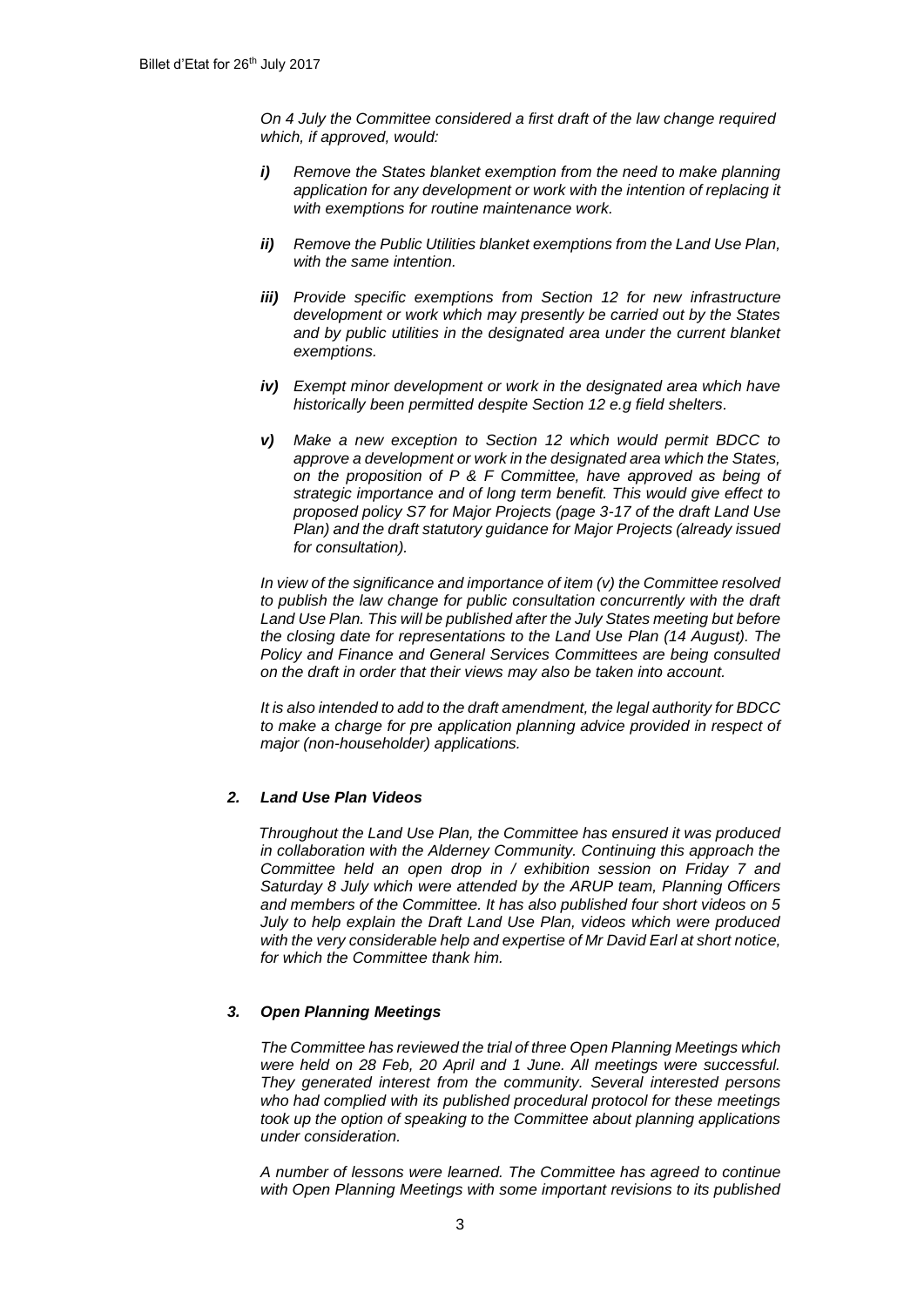*On 4 July the Committee considered a first draft of the law change required which, if approved, would:*

***i)*** *Remove the States blanket exemption from the need to make planning application for any development or work with the intention of replacing it with exemptions for routine maintenance work.*

***ii)*** *Remove the Public Utilities blanket exemptions from the Land Use Plan, with the same intention.*

***iii)*** *Provide specific exemptions from Section 12 for new infrastructure development or work which may presently be carried out by the States and by public utilities in the designated area under the current blanket exemptions.*

***iv)*** *Exempt minor development or work in the designated area which have historically been permitted despite Section 12 e.g field shelters.*

***v)*** *Make a new exception to Section 12 which would permit BDCC to approve a development or work in the designated area which the States, on the proposition of P & F Committee, have approved as being of strategic importance and of long term benefit. This would give effect to proposed policy S7 for Major Projects (page 3-17 of the draft Land Use Plan) and the draft statutory guidance for Major Projects (already issued for consultation).*

*In view of the significance and importance of item (v) the Committee resolved to publish the law change for public consultation concurrently with the draft Land Use Plan. This will be published after the July States meeting but before the closing date for representations to the Land Use Plan (14 August). The Policy and Finance and General Services Committees are being consulted on the draft in order that their views may also be taken into account.*

*It is also intended to add to the draft amendment, the legal authority for BDCC to make a charge for pre application planning advice provided in respect of major (non-householder) applications.*

### *2. Land Use Plan Videos*

*Throughout the Land Use Plan, the Committee has ensured it was produced in collaboration with the Alderney Community. Continuing this approach the Committee held an open drop in / exhibition session on Friday 7 and Saturday 8 July which were attended by the ARUP team, Planning Officers and members of the Committee. It has also published four short videos on 5 July to help explain the Draft Land Use Plan, videos which were produced with the very considerable help and expertise of Mr David Earl at short notice, for which the Committee thank him.*

### *3. Open Planning Meetings*

*The Committee has reviewed the trial of three Open Planning Meetings which were held on 28 Feb, 20 April and 1 June. All meetings were successful. They generated interest from the community. Several interested persons who had complied with its published procedural protocol for these meetings took up the option of speaking to the Committee about planning applications under consideration.*

*A number of lessons were learned. The Committee has agreed to continue with Open Planning Meetings with some important revisions to its published*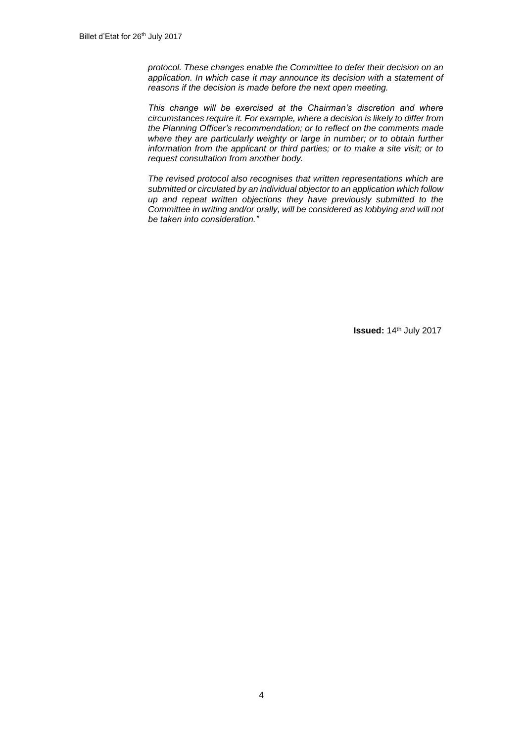*protocol. These changes enable the Committee to defer their decision on an application. In which case it may announce its decision with a statement of reasons if the decision is made before the next open meeting.*

*This change will be exercised at the Chairman's discretion and where circumstances require it. For example, where a decision is likely to differ from the Planning Officer's recommendation; or to reflect on the comments made where they are particularly weighty or large in number; or to obtain further information from the applicant or third parties; or to make a site visit; or to request consultation from another body.*

*The revised protocol also recognises that written representations which are submitted or circulated by an individual objector to an application which follow up and repeat written objections they have previously submitted to the Committee in writing and/or orally, will be considered as lobbying and will not be taken into consideration."*

**Issued:** 14th July 2017